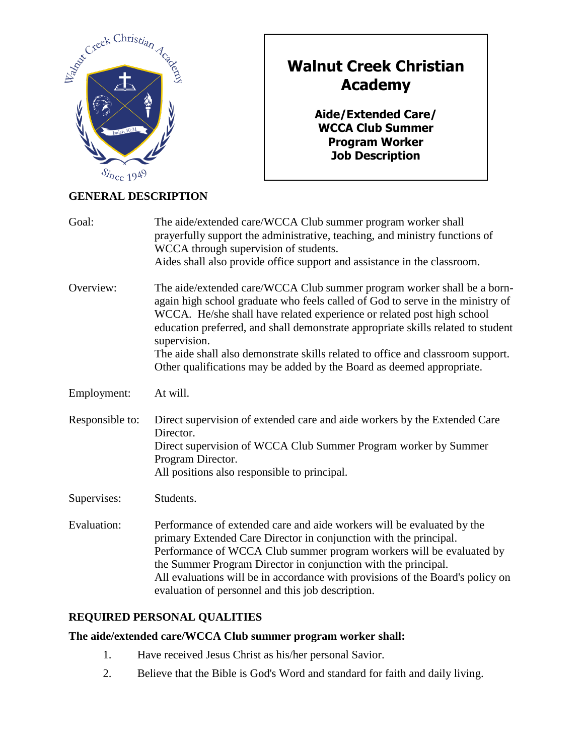# Walnut Creek Christian Academy

**Aide/Extended Care/ WCCA Club Summer Program Worker Job Description**

## GENERAL DESCRIPTION

**Goal:** The aide/extended care/WCCA Club summer program worker shall prayerfully support the administrative, teaching, and ministry functions of WCCA through supervision of students.
Aides shall also provide office support and assistance in the classroom.

**Overview:** The aide/extended care/WCCA Club summer program worker shall be a born-again high school graduate who feels called of God to serve in the ministry of WCCA. He/she shall have related experience or related post high school education preferred, and shall demonstrate appropriate skills related to student supervision.
The aide shall also demonstrate skills related to office and classroom support. Other qualifications may be added by the Board as deemed appropriate.

**Employment:** At will.

**Responsible to:** Direct supervision of extended care and aide workers by the Extended Care Director.
Direct supervision of WCCA Club Summer Program worker by Summer Program Director.
All positions also responsible to principal.

**Supervises:** Students.

**Evaluation:** Performance of extended care and aide workers will be evaluated by the primary Extended Care Director in conjunction with the principal.
Performance of WCCA Club summer program workers will be evaluated by the Summer Program Director in conjunction with the principal.
All evaluations will be in accordance with provisions of the Board's policy on evaluation of personnel and this job description.

## REQUIRED PERSONAL QUALITIES

**The aide/extended care/WCCA Club summer program worker shall:**

1. Have received Jesus Christ as his/her personal Savior.
2. Believe that the Bible is God's Word and standard for faith and daily living.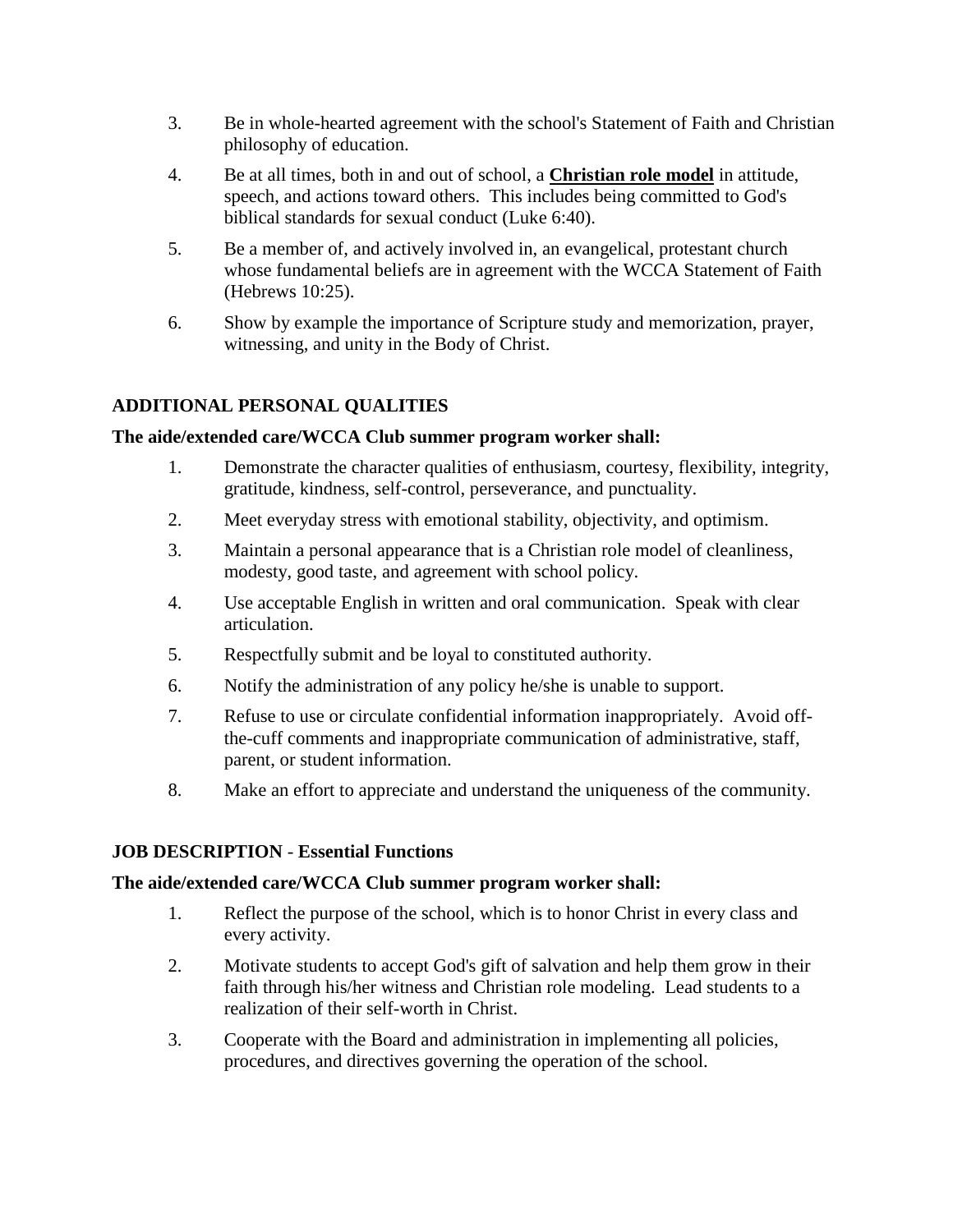3. Be in whole-hearted agreement with the school's Statement of Faith and Christian philosophy of education.
4. Be at all times, both in and out of school, a **Christian role model** in attitude, speech, and actions toward others. This includes being committed to God's biblical standards for sexual conduct (Luke 6:40).
5. Be a member of, and actively involved in, an evangelical, protestant church whose fundamental beliefs are in agreement with the WCCA Statement of Faith (Hebrews 10:25).
6. Show by example the importance of Scripture study and memorization, prayer, witnessing, and unity in the Body of Christ.

## ADDITIONAL PERSONAL QUALITIES

**The aide/extended care/WCCA Club summer program worker shall:**

1. Demonstrate the character qualities of enthusiasm, courtesy, flexibility, integrity, gratitude, kindness, self-control, perseverance, and punctuality.
2. Meet everyday stress with emotional stability, objectivity, and optimism.
3. Maintain a personal appearance that is a Christian role model of cleanliness, modesty, good taste, and agreement with school policy.
4. Use acceptable English in written and oral communication. Speak with clear articulation.
5. Respectfully submit and be loyal to constituted authority.
6. Notify the administration of any policy he/she is unable to support.
7. Refuse to use or circulate confidential information inappropriately. Avoid off-the-cuff comments and inappropriate communication of administrative, staff, parent, or student information.
8. Make an effort to appreciate and understand the uniqueness of the community.

## JOB DESCRIPTION - Essential Functions

**The aide/extended care/WCCA Club summer program worker shall:**

1. Reflect the purpose of the school, which is to honor Christ in every class and every activity.
2. Motivate students to accept God's gift of salvation and help them grow in their faith through his/her witness and Christian role modeling. Lead students to a realization of their self-worth in Christ.
3. Cooperate with the Board and administration in implementing all policies, procedures, and directives governing the operation of the school.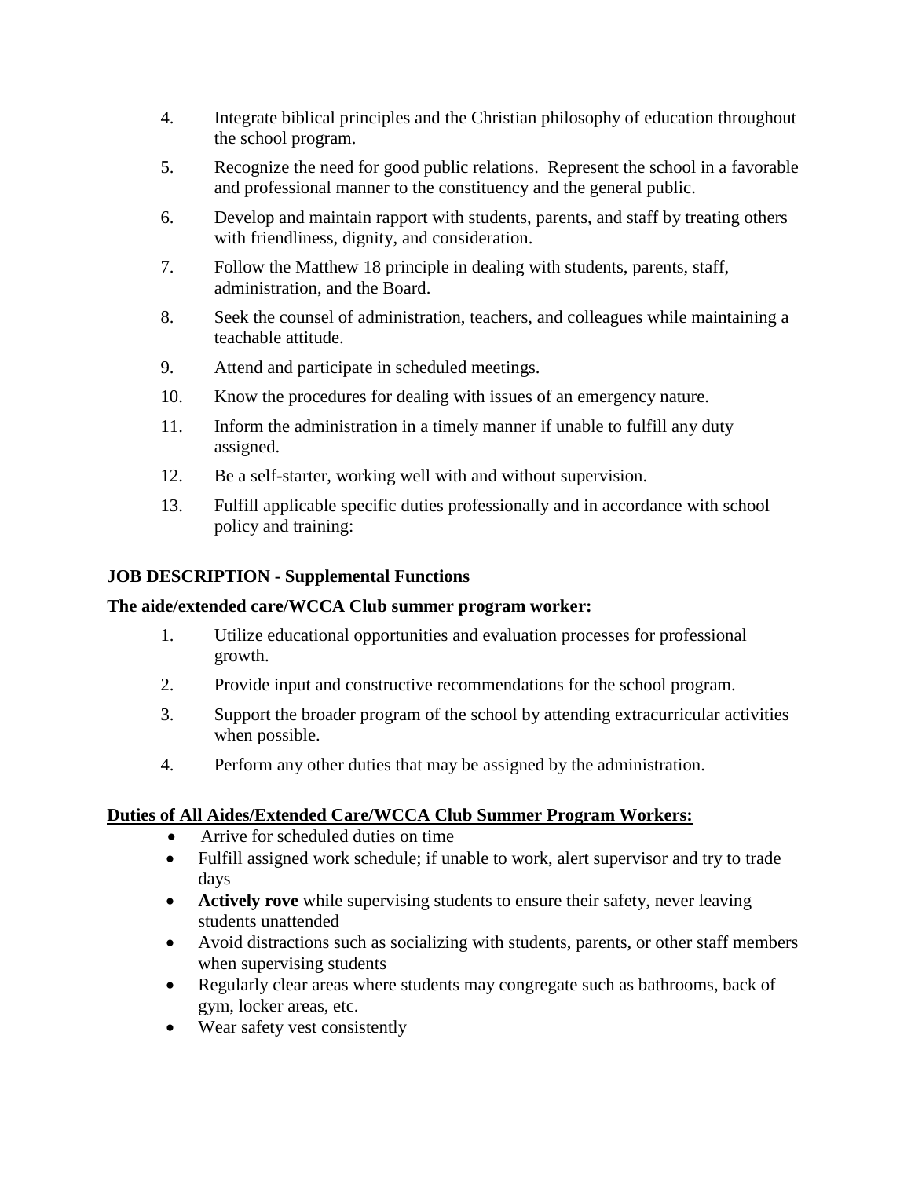4. Integrate biblical principles and the Christian philosophy of education throughout the school program.
5. Recognize the need for good public relations. Represent the school in a favorable and professional manner to the constituency and the general public.
6. Develop and maintain rapport with students, parents, and staff by treating others with friendliness, dignity, and consideration.
7. Follow the Matthew 18 principle in dealing with students, parents, staff, administration, and the Board.
8. Seek the counsel of administration, teachers, and colleagues while maintaining a teachable attitude.
9. Attend and participate in scheduled meetings.
10. Know the procedures for dealing with issues of an emergency nature.
11. Inform the administration in a timely manner if unable to fulfill any duty assigned.
12. Be a self-starter, working well with and without supervision.
13. Fulfill applicable specific duties professionally and in accordance with school policy and training:

**JOB DESCRIPTION - Supplemental Functions**

**The aide/extended care/WCCA Club summer program worker:**

1. Utilize educational opportunities and evaluation processes for professional growth.
2. Provide input and constructive recommendations for the school program.
3. Support the broader program of the school by attending extracurricular activities when possible.
4. Perform any other duties that may be assigned by the administration.

**<u>Duties of All Aides/Extended Care/WCCA Club Summer Program Workers:</u>**

- Arrive for scheduled duties on time
- Fulfill assigned work schedule; if unable to work, alert supervisor and try to trade days
- **Actively rove** while supervising students to ensure their safety, never leaving students unattended
- Avoid distractions such as socializing with students, parents, or other staff members when supervising students
- Regularly clear areas where students may congregate such as bathrooms, back of gym, locker areas, etc.
- Wear safety vest consistently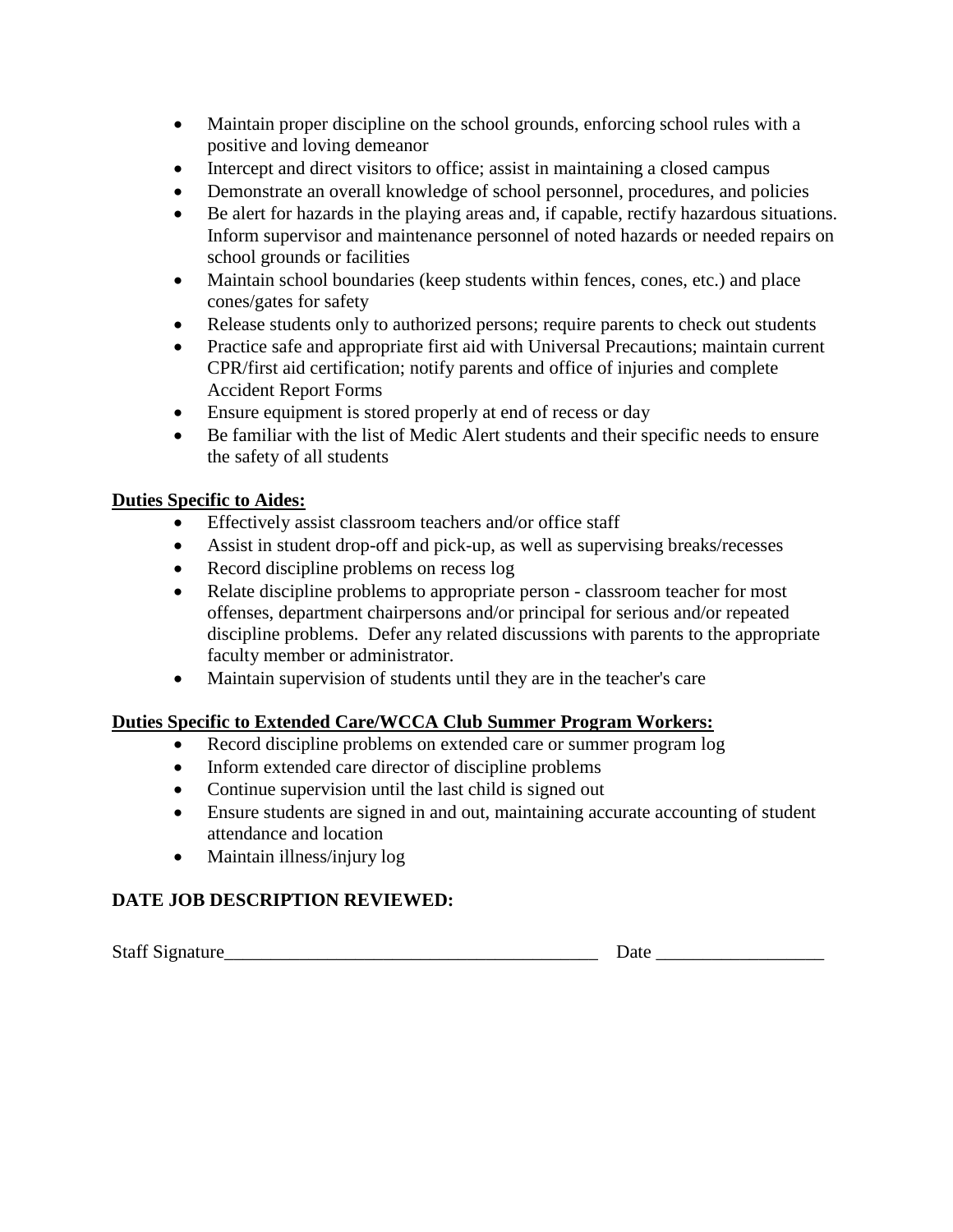- Maintain proper discipline on the school grounds, enforcing school rules with a positive and loving demeanor
- Intercept and direct visitors to office; assist in maintaining a closed campus
- Demonstrate an overall knowledge of school personnel, procedures, and policies
- Be alert for hazards in the playing areas and, if capable, rectify hazardous situations. Inform supervisor and maintenance personnel of noted hazards or needed repairs on school grounds or facilities
- Maintain school boundaries (keep students within fences, cones, etc.) and place cones/gates for safety
- Release students only to authorized persons; require parents to check out students
- Practice safe and appropriate first aid with Universal Precautions; maintain current CPR/first aid certification; notify parents and office of injuries and complete Accident Report Forms
- Ensure equipment is stored properly at end of recess or day
- Be familiar with the list of Medic Alert students and their specific needs to ensure the safety of all students

**Duties Specific to Aides:**

- Effectively assist classroom teachers and/or office staff
- Assist in student drop-off and pick-up, as well as supervising breaks/recesses
- Record discipline problems on recess log
- Relate discipline problems to appropriate person - classroom teacher for most offenses, department chairpersons and/or principal for serious and/or repeated discipline problems. Defer any related discussions with parents to the appropriate faculty member or administrator.
- Maintain supervision of students until they are in the teacher's care

**Duties Specific to Extended Care/WCCA Club Summer Program Workers:**

- Record discipline problems on extended care or summer program log
- Inform extended care director of discipline problems
- Continue supervision until the last child is signed out
- Ensure students are signed in and out, maintaining accurate accounting of student attendance and location
- Maintain illness/injury log

**DATE JOB DESCRIPTION REVIEWED:**

Staff Signature________________________________________ Date __________________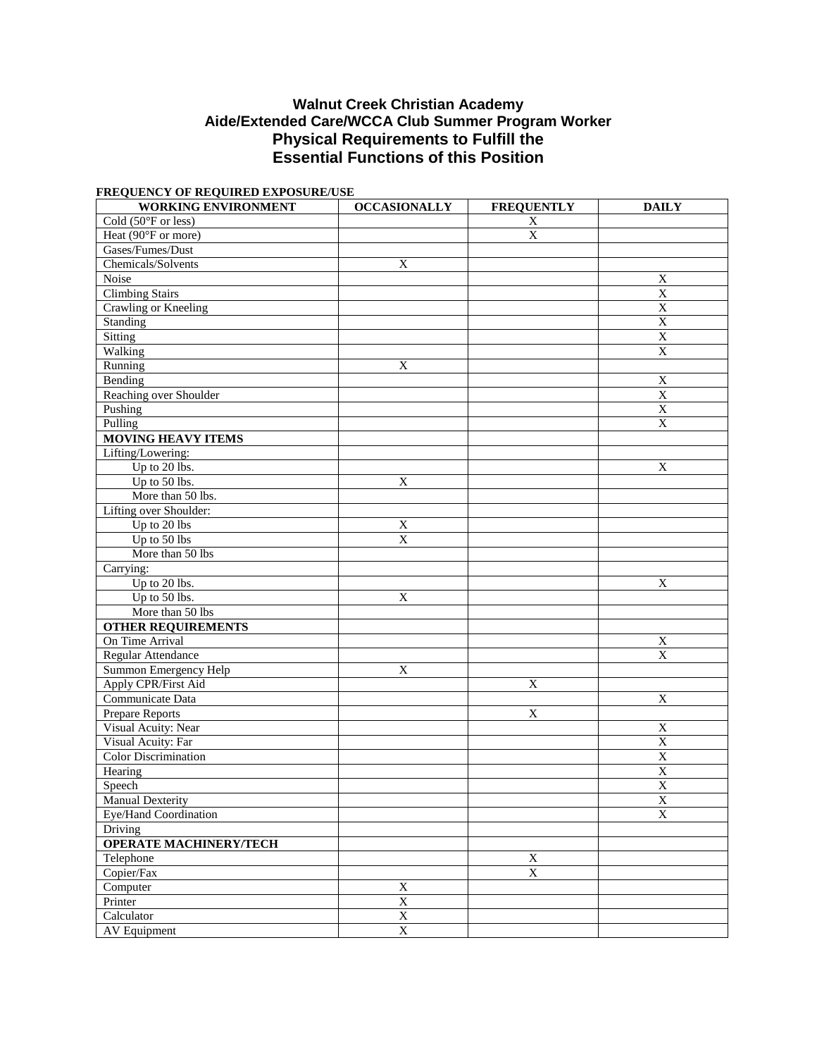# Walnut Creek Christian Academy
# Aide/Extended Care/WCCA Club Summer Program Worker
# Physical Requirements to Fulfill the Essential Functions of this Position

**FREQUENCY OF REQUIRED EXPOSURE/USE**

| WORKING ENVIRONMENT | OCCASIONALLY | FREQUENTLY | DAILY |
|---|---|---|---|
| Cold (50°F or less) | | X | |
| Heat (90°F or more) | | X | |
| Gases/Fumes/Dust | | | |
| Chemicals/Solvents | X | | |
| Noise | | | X |
| Climbing Stairs | | | X |
| Crawling or Kneeling | | | X |
| Standing | | | X |
| Sitting | | | X |
| Walking | | | X |
| Running | X | | |
| Bending | | | X |
| Reaching over Shoulder | | | X |
| Pushing | | | X |
| Pulling | | | X |
| **MOVING HEAVY ITEMS** | | | |
| Lifting/Lowering: | | | |
| Up to 20 lbs. | | | X |
| Up to 50 lbs. | X | | |
| More than 50 lbs. | | | |
| Lifting over Shoulder: | | | |
| Up to 20 lbs | X | | |
| Up to 50 lbs | X | | |
| More than 50 lbs | | | |
| Carrying: | | | |
| Up to 20 lbs. | | | X |
| Up to 50 lbs. | X | | |
| More than 50 lbs | | | |
| **OTHER REQUIREMENTS** | | | |
| On Time Arrival | | | X |
| Regular Attendance | | | X |
| Summon Emergency Help | X | | |
| Apply CPR/First Aid | | X | |
| Communicate Data | | | X |
| Prepare Reports | | X | |
| Visual Acuity: Near | | | X |
| Visual Acuity: Far | | | X |
| Color Discrimination | | | X |
| Hearing | | | X |
| Speech | | | X |
| Manual Dexterity | | | X |
| Eye/Hand Coordination | | | X |
| Driving | | | |
| **OPERATE MACHINERY/TECH** | | | |
| Telephone | | X | |
| Copier/Fax | | X | |
| Computer | X | | |
| Printer | X | | |
| Calculator | X | | |
| AV Equipment | X | | |